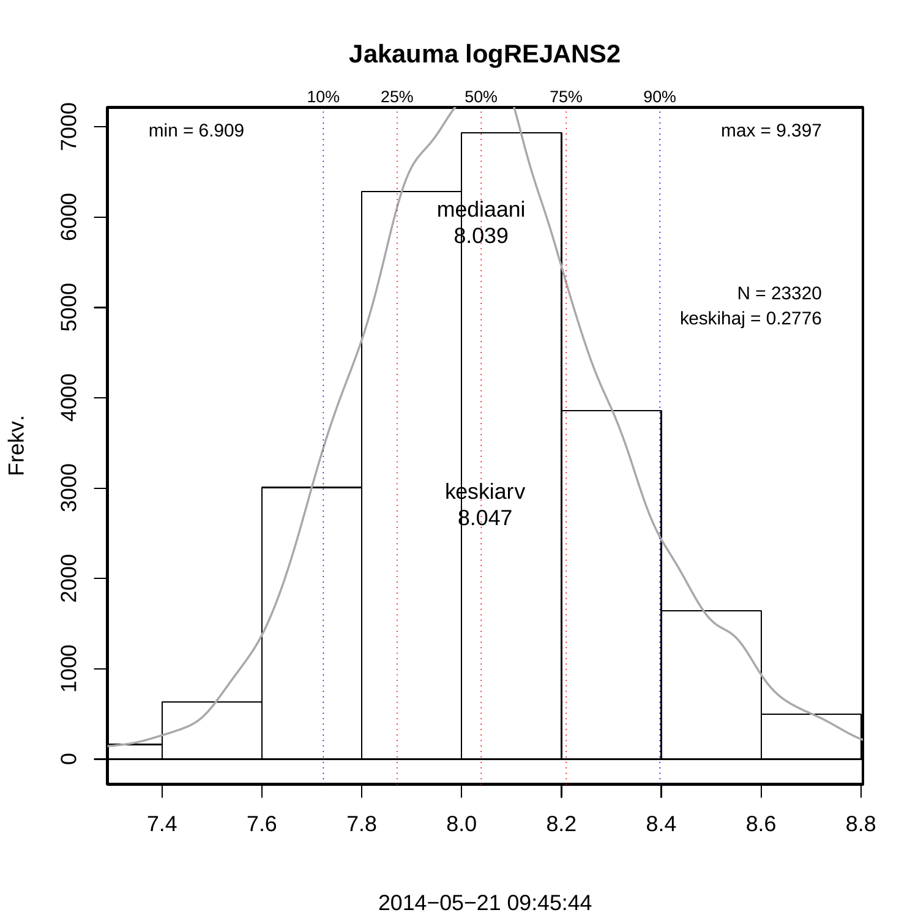# Jakauma logREJANS2

10% 25% 50% 75% 90%

min = 6.909

max = 9.397

mediaani
8.039

N = 23320
keskihaj = 0.2776

keskiarv
8.047

Frekv.

0 1000 2000 3000 4000 5000 6000 7000

7.4 7.6 7.8 8.0 8.2 8.4 8.6 8.8

2014−05−21 09:45:44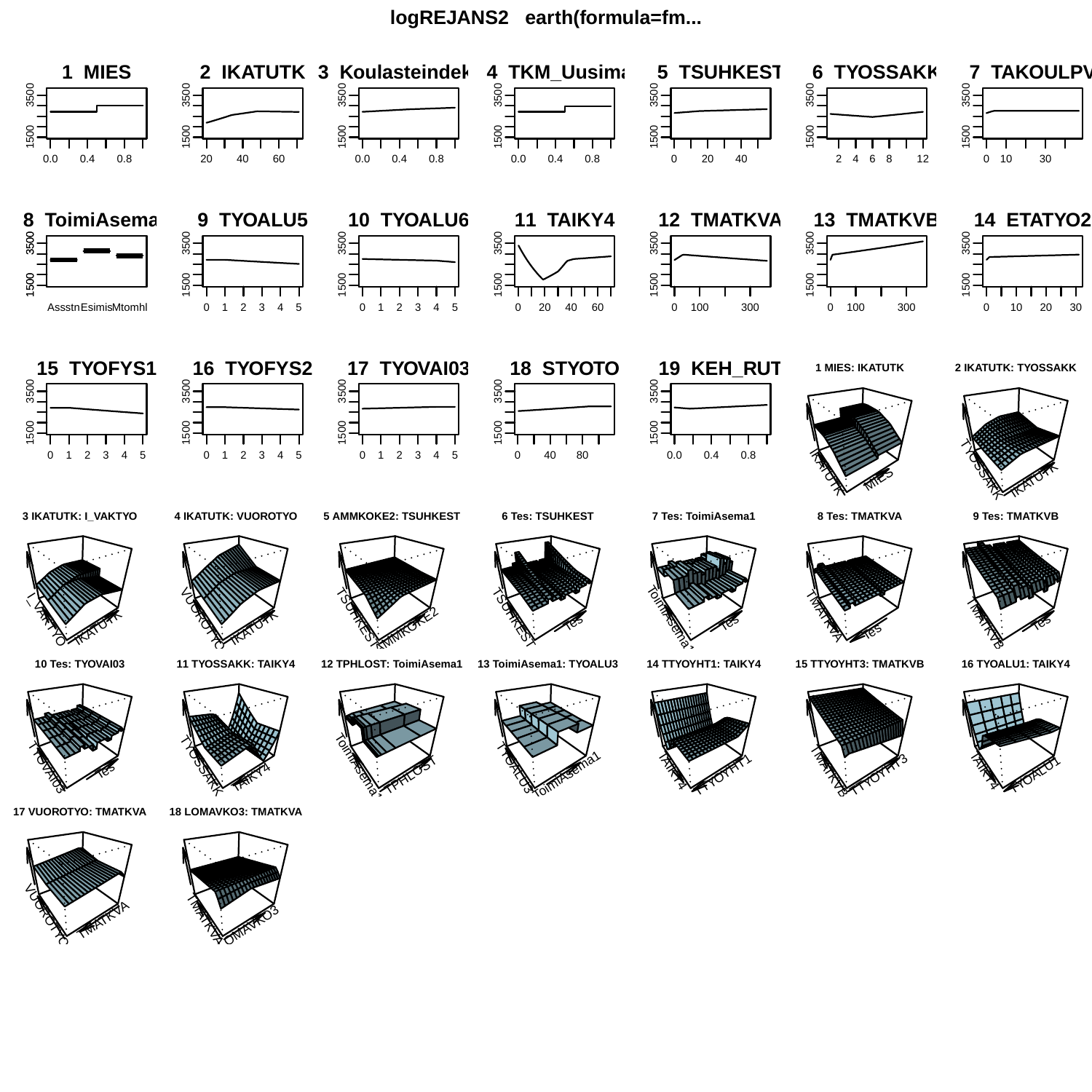logREJANS2 earth(formula=fm...

1 MIES

3500
1500

0.0 0.4 0.8

2 IKATUTK

3500
1500

20 40 60

3 Koulasteindek

3500
1500

0.0 0.4 0.8

4 TKM_Uusima

3500
1500

0.0 0.4 0.8

5 TSUHKEST

3500
1500

0 20 40

6 TYOSSAKK

3500
1500

2 4 6 8 12

7 TAKOULPV

3500
1500

0 10 30

8 ToimiAsema

3500
1500

Assstn Esimis Mtomhl

9 TYOALU5

3500
1500

0 1 2 3 4 5

10 TYOALU6

3500
1500

0 1 2 3 4 5

11 TAIKY4

3500
1500

0 20 40 60

12 TMATKVA

3500
1500

0 100 300

13 TMATKVB

3500
1500

0 100 300

14 ETATYO2

3500
1500

0 10 20 30

15 TYOFYS1

3500
1500

0 1 2 3 4 5

16 TYOFYS2

3500
1500

0 1 2 3 4 5

17 TYOVAI03

3500
1500

0 1 2 3 4 5

18 STYOTO

3500
1500

0 40 80

19 KEH_RUT

3500
1500

0.0 0.4 0.8

1 MIES: IKATUTK

2 IKATUTK: TYOSSAKK

3 IKATUTK: I_VAKTYO

4 IKATUTK: VUOROTYO

5 AMMKOKE2: TSUHKEST

6 Tes: TSUHKEST

7 Tes: ToimiAsema1

8 Tes: TMATKVA

9 Tes: TMATKVB

10 Tes: TYOVAI03

11 TYOSSAKK: TAIKY4

12 TPHLOST: ToimiAsema1

13 ToimiAsema1: TYOALU3

14 TTYOYHT1: TAIKY4

15 TTYOYHT3: TMATKVB

16 TYOALU1: TAIKY4

17 VUOROTYO: TMATKVA

18 LOMAVKO3: TMATKVA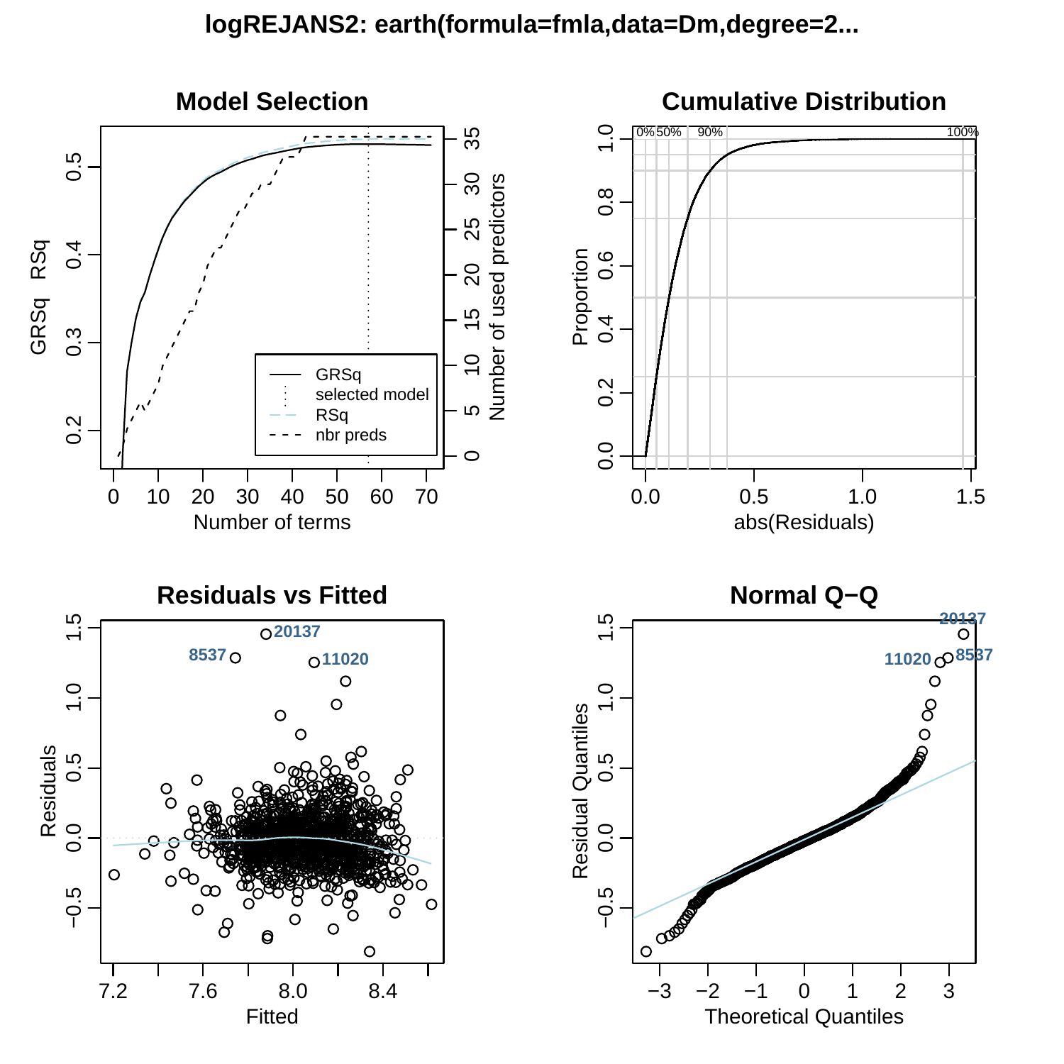# logREJANS2: earth(formula=fmla,data=Dm,degree=2...

## Model Selection

GRSq RSq

0.2
0.3
0.4
0.5

Number of used predictors

0
5
10
15
20
25
30
35

Number of terms

0 10 20 30 40 50 60 70

GRSq
selected model
RSq
nbr preds

## Cumulative Distribution

Proportion

0.0
0.2
0.4
0.6
0.8
1.0

0% 50% 90% 100%

abs(Residuals)

0.0 0.5 1.0 1.5

## Residuals vs Fitted

Residuals

−0.5
0.0
0.5
1.0
1.5

20137
8537
11020

Fitted

7.2 7.6 8.0 8.4

## Normal Q−Q

Residual Quantiles

−0.5
0.0
0.5
1.0
1.5

20137
11020
8537

Theoretical Quantiles

−3 −2 −1 0 1 2 3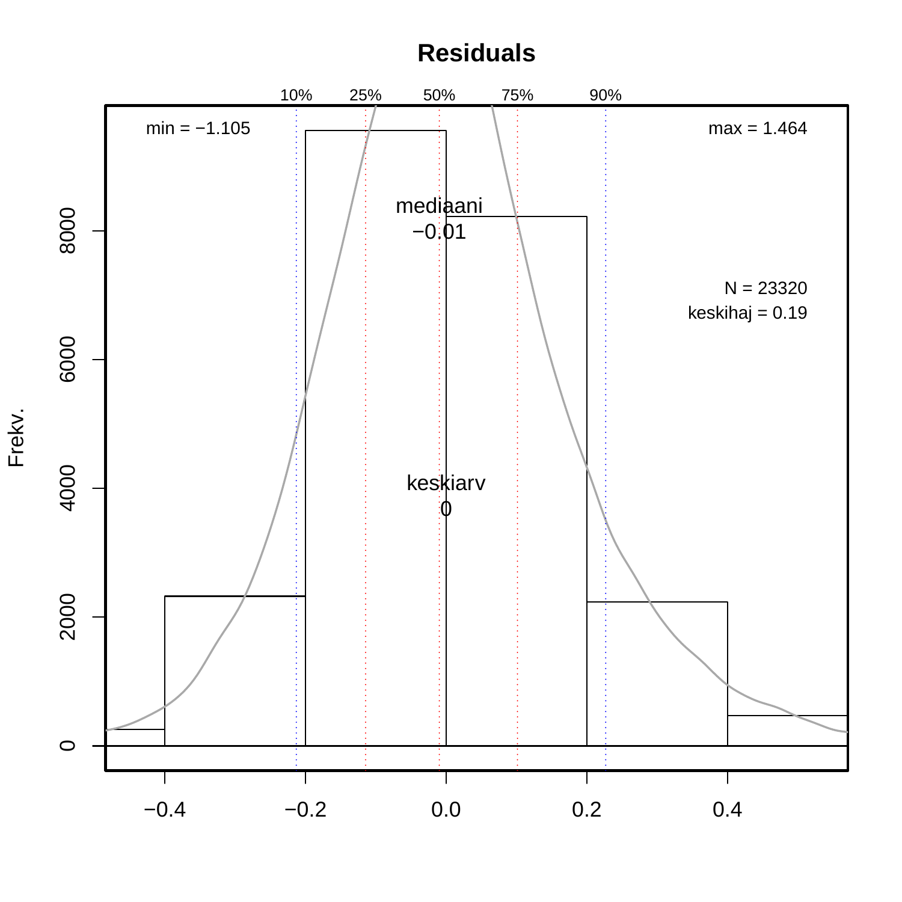# Residuals

10% 25% 50% 75% 90%

min = −1.105

max = 1.464

mediaani
−0.01

N = 23320
keskihaj = 0.19

keskiarv
0

Frekv.

0
2000
4000
6000
8000

−0.4 −0.2 0.0 0.2 0.4